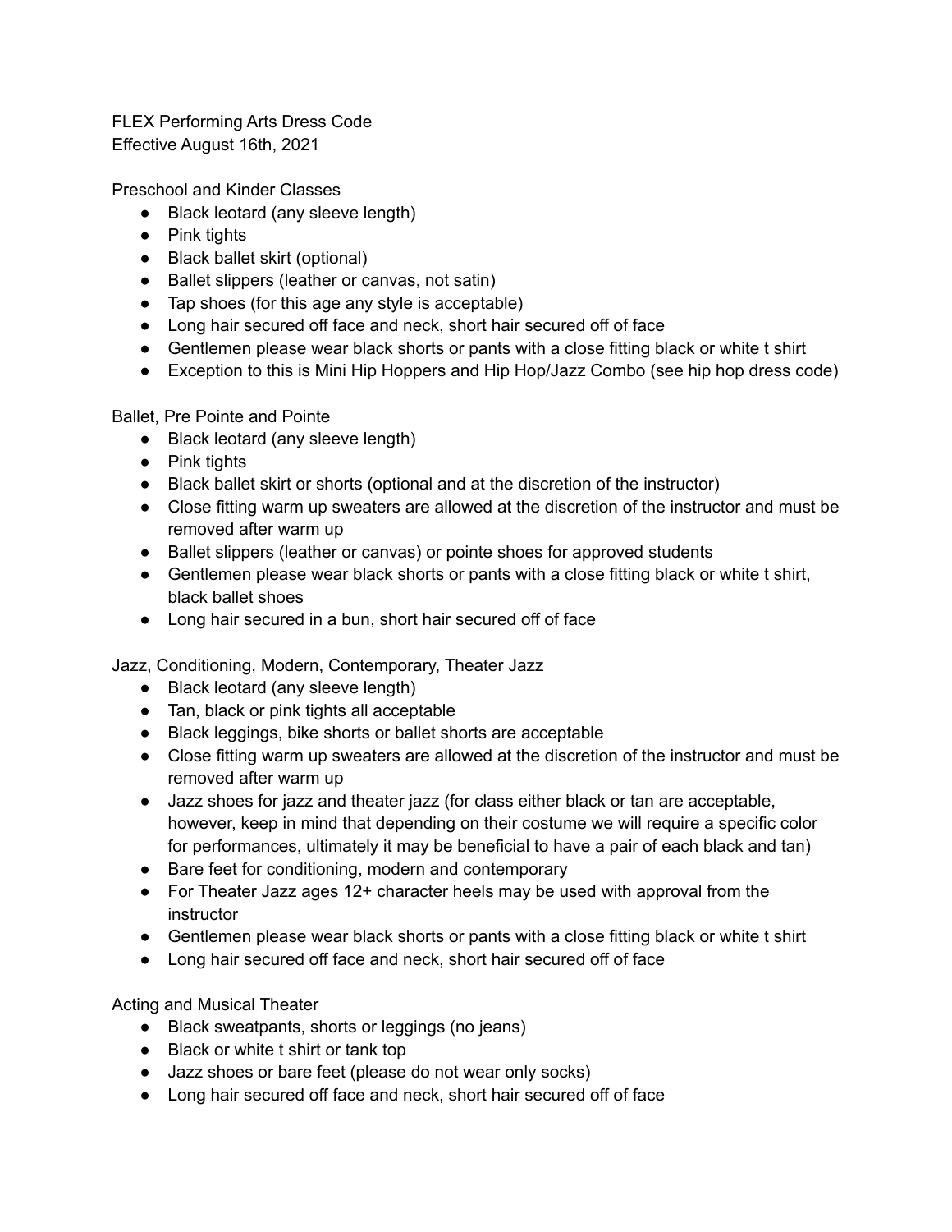# FLEX Performing Arts Dress Code

Effective August 16th, 2021

## Preschool and Kinder Classes

- Black leotard (any sleeve length)
- Pink tights
- Black ballet skirt (optional)
- Ballet slippers (leather or canvas, not satin)
- Tap shoes (for this age any style is acceptable)
- Long hair secured off face and neck, short hair secured off of face
- Gentlemen please wear black shorts or pants with a close fitting black or white t shirt
- Exception to this is Mini Hip Hoppers and Hip Hop/Jazz Combo (see hip hop dress code)

## Ballet, Pre Pointe and Pointe

- Black leotard (any sleeve length)
- Pink tights
- Black ballet skirt or shorts (optional and at the discretion of the instructor)
- Close fitting warm up sweaters are allowed at the discretion of the instructor and must be removed after warm up
- Ballet slippers (leather or canvas) or pointe shoes for approved students
- Gentlemen please wear black shorts or pants with a close fitting black or white t shirt, black ballet shoes
- Long hair secured in a bun, short hair secured off of face

## Jazz, Conditioning, Modern, Contemporary, Theater Jazz

- Black leotard (any sleeve length)
- Tan, black or pink tights all acceptable
- Black leggings, bike shorts or ballet shorts are acceptable
- Close fitting warm up sweaters are allowed at the discretion of the instructor and must be removed after warm up
- Jazz shoes for jazz and theater jazz (for class either black or tan are acceptable, however, keep in mind that depending on their costume we will require a specific color for performances, ultimately it may be beneficial to have a pair of each black and tan)
- Bare feet for conditioning, modern and contemporary
- For Theater Jazz ages 12+ character heels may be used with approval from the instructor
- Gentlemen please wear black shorts or pants with a close fitting black or white t shirt
- Long hair secured off face and neck, short hair secured off of face

## Acting and Musical Theater

- Black sweatpants, shorts or leggings (no jeans)
- Black or white t shirt or tank top
- Jazz shoes or bare feet (please do not wear only socks)
- Long hair secured off face and neck, short hair secured off of face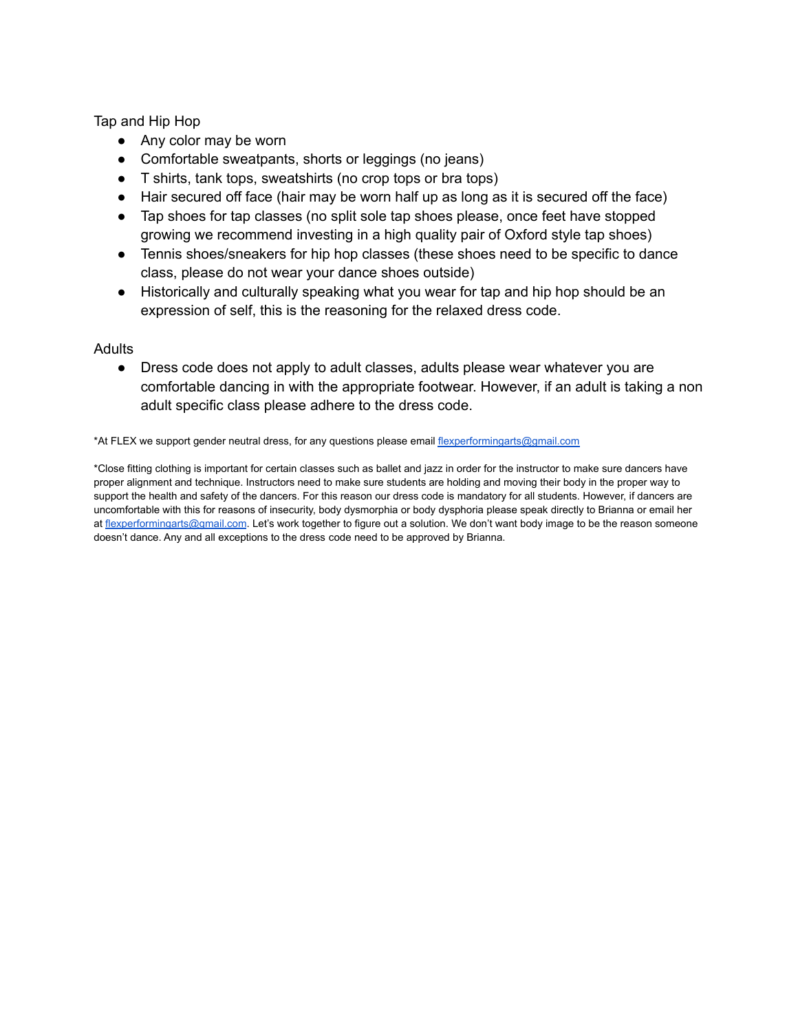## Tap and Hip Hop

- Any color may be worn
- Comfortable sweatpants, shorts or leggings (no jeans)
- T shirts, tank tops, sweatshirts (no crop tops or bra tops)
- Hair secured off face (hair may be worn half up as long as it is secured off the face)
- Tap shoes for tap classes (no split sole tap shoes please, once feet have stopped growing we recommend investing in a high quality pair of Oxford style tap shoes)
- Tennis shoes/sneakers for hip hop classes (these shoes need to be specific to dance class, please do not wear your dance shoes outside)
- Historically and culturally speaking what you wear for tap and hip hop should be an expression of self, this is the reasoning for the relaxed dress code.

## Adults

- Dress code does not apply to adult classes, adults please wear whatever you are comfortable dancing in with the appropriate footwear. However, if an adult is taking a non adult specific class please adhere to the dress code.

*At FLEX we support gender neutral dress, for any questions please email flexperformingarts@gmail.com

*Close fitting clothing is important for certain classes such as ballet and jazz in order for the instructor to make sure dancers have proper alignment and technique. Instructors need to make sure students are holding and moving their body in the proper way to support the health and safety of the dancers. For this reason our dress code is mandatory for all students. However, if dancers are uncomfortable with this for reasons of insecurity, body dysmorphia or body dysphoria please speak directly to Brianna or email her at flexperformingarts@gmail.com. Let's work together to figure out a solution. We don't want body image to be the reason someone doesn't dance. Any and all exceptions to the dress code need to be approved by Brianna.